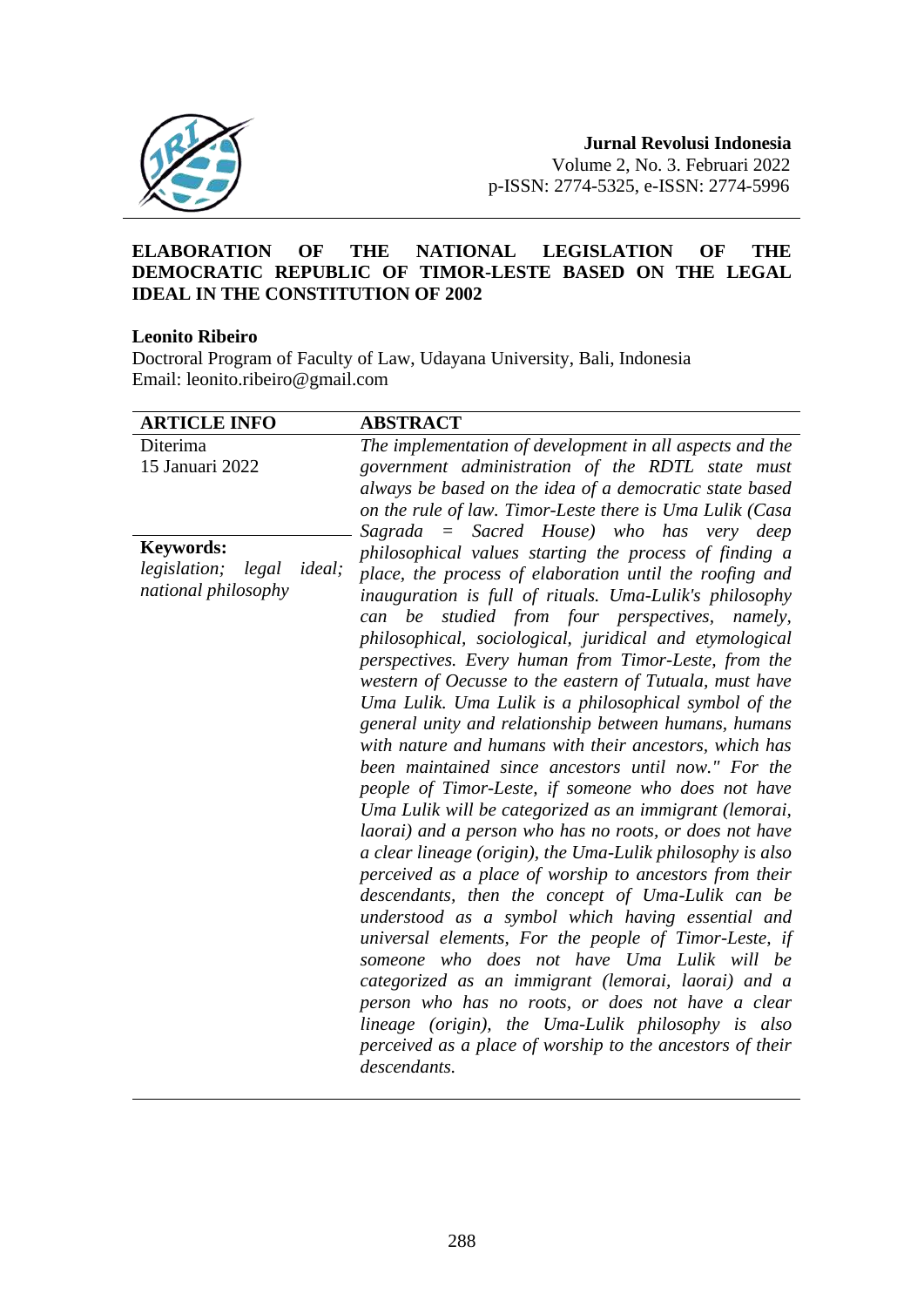# ELABORATION OF THE NATIONAL LEGISLATION OF THE DEMOCRATIC REPUBLIC OF TIMOR-LESTE BASED ON THE LEGAL IDEAL IN THE CONSTITUTION OF 2002

**Leonito Ribeiro**

Doctroral Program of Faculty of Law, Udayana University, Bali, Indonesia
Email: leonito.ribeiro@gmail.com

| ARTICLE INFO | ABSTRACT |
|---|---|
| Diterima<br>15 Januari 2022<br><br>**Keywords:**<br>*legislation; legal ideal; national philosophy* | *The implementation of development in all aspects and the government administration of the RDTL state must always be based on the idea of a democratic state based on the rule of law. Timor-Leste there is Uma Lulik (Casa Sagrada = Sacred House) who has very deep philosophical values starting the process of finding a place, the process of elaboration until the roofing and inauguration is full of rituals. Uma-Lulik's philosophy can be studied from four perspectives, namely, philosophical, sociological, juridical and etymological perspectives. Every human from Timor-Leste, from the western of Oecusse to the eastern of Tutuala, must have Uma Lulik. Uma Lulik is a philosophical symbol of the general unity and relationship between humans, humans with nature and humans with their ancestors, which has been maintained since ancestors until now." For the people of Timor-Leste, if someone who does not have Uma Lulik will be categorized as an immigrant (lemorai, laorai) and a person who has no roots, or does not have a clear lineage (origin), the Uma-Lulik philosophy is also perceived as a place of worship to ancestors from their descendants, then the concept of Uma-Lulik can be understood as a symbol which having essential and universal elements, For the people of Timor-Leste, if someone who does not have Uma Lulik will be categorized as an immigrant (lemorai, laorai) and a person who has no roots, or does not have a clear lineage (origin), the Uma-Lulik philosophy is also perceived as a place of worship to the ancestors of their descendants.* |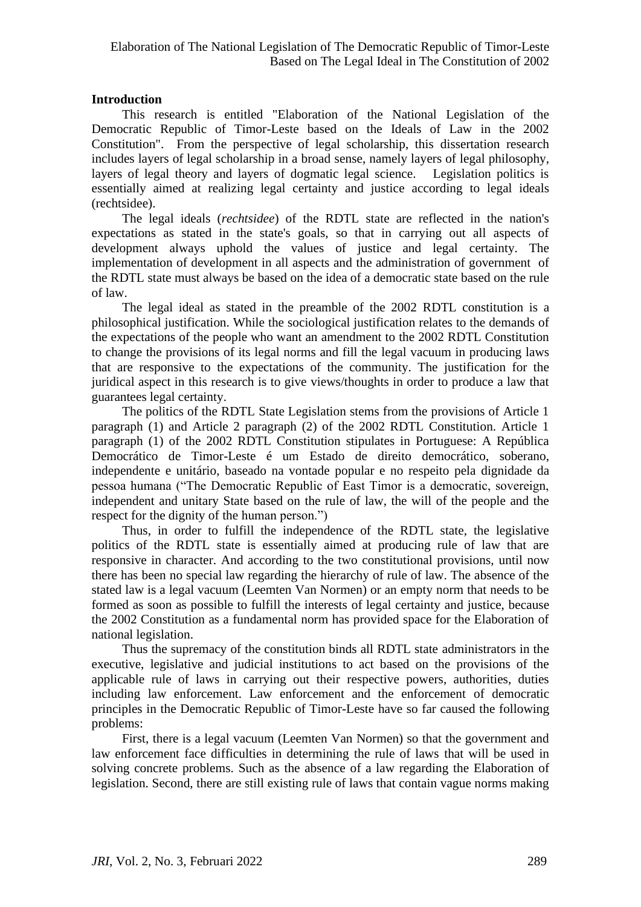## Introduction

This research is entitled "Elaboration of the National Legislation of the Democratic Republic of Timor-Leste based on the Ideals of Law in the 2002 Constitution". From the perspective of legal scholarship, this dissertation research includes layers of legal scholarship in a broad sense, namely layers of legal philosophy, layers of legal theory and layers of dogmatic legal science. Legislation politics is essentially aimed at realizing legal certainty and justice according to legal ideals (rechtsidee).

The legal ideals (*rechtsidee*) of the RDTL state are reflected in the nation's expectations as stated in the state's goals, so that in carrying out all aspects of development always uphold the values of justice and legal certainty. The implementation of development in all aspects and the administration of government of the RDTL state must always be based on the idea of a democratic state based on the rule of law.

The legal ideal as stated in the preamble of the 2002 RDTL constitution is a philosophical justification. While the sociological justification relates to the demands of the expectations of the people who want an amendment to the 2002 RDTL Constitution to change the provisions of its legal norms and fill the legal vacuum in producing laws that are responsive to the expectations of the community. The justification for the juridical aspect in this research is to give views/thoughts in order to produce a law that guarantees legal certainty.

The politics of the RDTL State Legislation stems from the provisions of Article 1 paragraph (1) and Article 2 paragraph (2) of the 2002 RDTL Constitution. Article 1 paragraph (1) of the 2002 RDTL Constitution stipulates in Portuguese: A República Democrático de Timor-Leste é um Estado de direito democrático, soberano, independente e unitário, baseado na vontade popular e no respeito pela dignidade da pessoa humana ("The Democratic Republic of East Timor is a democratic, sovereign, independent and unitary State based on the rule of law, the will of the people and the respect for the dignity of the human person.")

Thus, in order to fulfill the independence of the RDTL state, the legislative politics of the RDTL state is essentially aimed at producing rule of law that are responsive in character. And according to the two constitutional provisions, until now there has been no special law regarding the hierarchy of rule of law. The absence of the stated law is a legal vacuum (Leemten Van Normen) or an empty norm that needs to be formed as soon as possible to fulfill the interests of legal certainty and justice, because the 2002 Constitution as a fundamental norm has provided space for the Elaboration of national legislation.

Thus the supremacy of the constitution binds all RDTL state administrators in the executive, legislative and judicial institutions to act based on the provisions of the applicable rule of laws in carrying out their respective powers, authorities, duties including law enforcement. Law enforcement and the enforcement of democratic principles in the Democratic Republic of Timor-Leste have so far caused the following problems:

First, there is a legal vacuum (Leemten Van Normen) so that the government and law enforcement face difficulties in determining the rule of laws that will be used in solving concrete problems. Such as the absence of a law regarding the Elaboration of legislation. Second, there are still existing rule of laws that contain vague norms making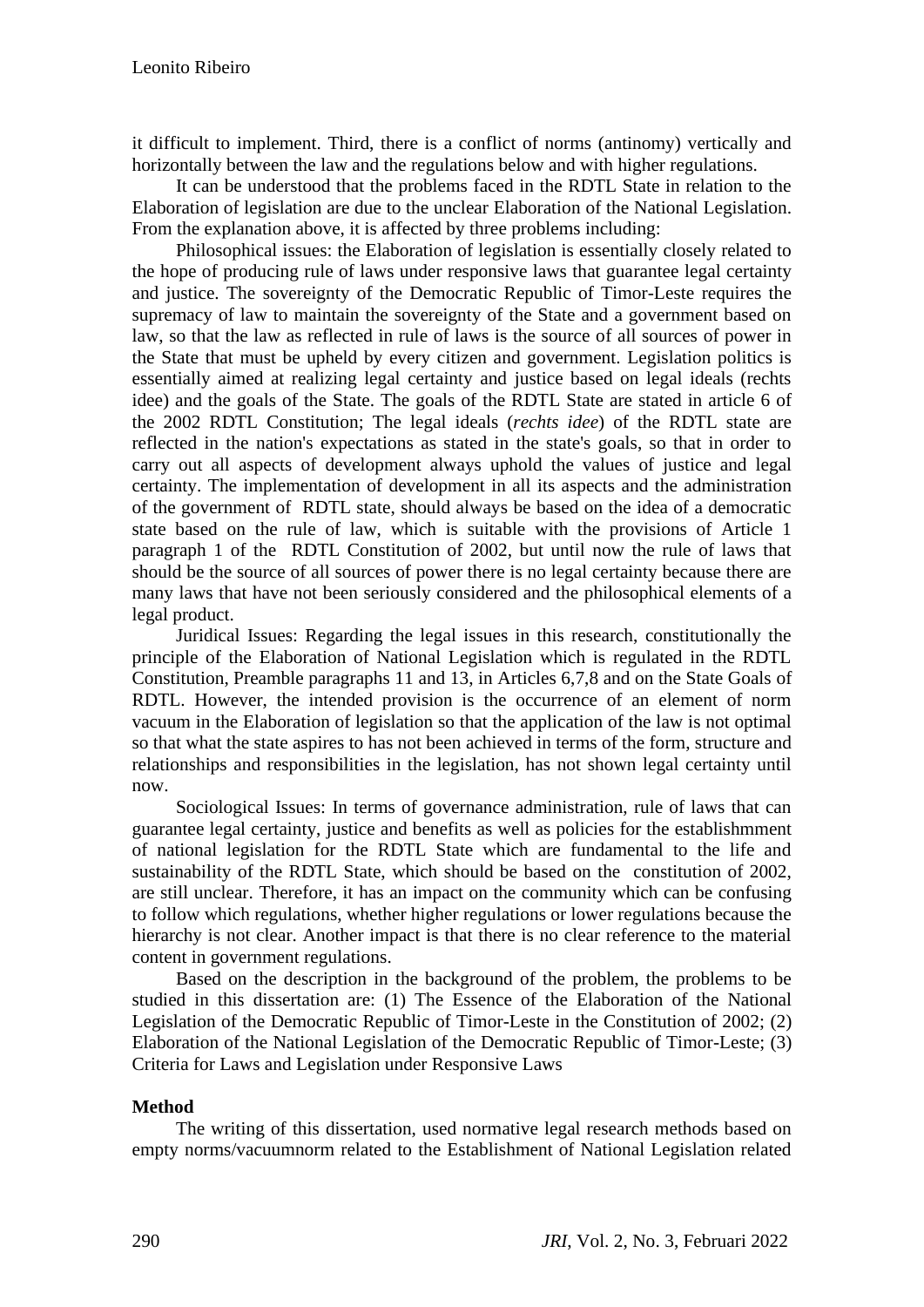it difficult to implement. Third, there is a conflict of norms (antinomy) vertically and horizontally between the law and the regulations below and with higher regulations.

It can be understood that the problems faced in the RDTL State in relation to the Elaboration of legislation are due to the unclear Elaboration of the National Legislation. From the explanation above, it is affected by three problems including:

Philosophical issues: the Elaboration of legislation is essentially closely related to the hope of producing rule of laws under responsive laws that guarantee legal certainty and justice. The sovereignty of the Democratic Republic of Timor-Leste requires the supremacy of law to maintain the sovereignty of the State and a government based on law, so that the law as reflected in rule of laws is the source of all sources of power in the State that must be upheld by every citizen and government. Legislation politics is essentially aimed at realizing legal certainty and justice based on legal ideals (rechts idee) and the goals of the State. The goals of the RDTL State are stated in article 6 of the 2002 RDTL Constitution; The legal ideals (*rechts idee*) of the RDTL state are reflected in the nation's expectations as stated in the state's goals, so that in order to carry out all aspects of development always uphold the values of justice and legal certainty. The implementation of development in all its aspects and the administration of the government of RDTL state, should always be based on the idea of a democratic state based on the rule of law, which is suitable with the provisions of Article 1 paragraph 1 of the RDTL Constitution of 2002, but until now the rule of laws that should be the source of all sources of power there is no legal certainty because there are many laws that have not been seriously considered and the philosophical elements of a legal product.

Juridical Issues: Regarding the legal issues in this research, constitutionally the principle of the Elaboration of National Legislation which is regulated in the RDTL Constitution, Preamble paragraphs 11 and 13, in Articles 6,7,8 and on the State Goals of RDTL. However, the intended provision is the occurrence of an element of norm vacuum in the Elaboration of legislation so that the application of the law is not optimal so that what the state aspires to has not been achieved in terms of the form, structure and relationships and responsibilities in the legislation, has not shown legal certainty until now.

Sociological Issues: In terms of governance administration, rule of laws that can guarantee legal certainty, justice and benefits as well as policies for the establishmment of national legislation for the RDTL State which are fundamental to the life and sustainability of the RDTL State, which should be based on the constitution of 2002, are still unclear. Therefore, it has an impact on the community which can be confusing to follow which regulations, whether higher regulations or lower regulations because the hierarchy is not clear. Another impact is that there is no clear reference to the material content in government regulations.

Based on the description in the background of the problem, the problems to be studied in this dissertation are: (1) The Essence of the Elaboration of the National Legislation of the Democratic Republic of Timor-Leste in the Constitution of 2002; (2) Elaboration of the National Legislation of the Democratic Republic of Timor-Leste; (3) Criteria for Laws and Legislation under Responsive Laws

**Method**

The writing of this dissertation, used normative legal research methods based on empty norms/vacuumnorm related to the Establishment of National Legislation related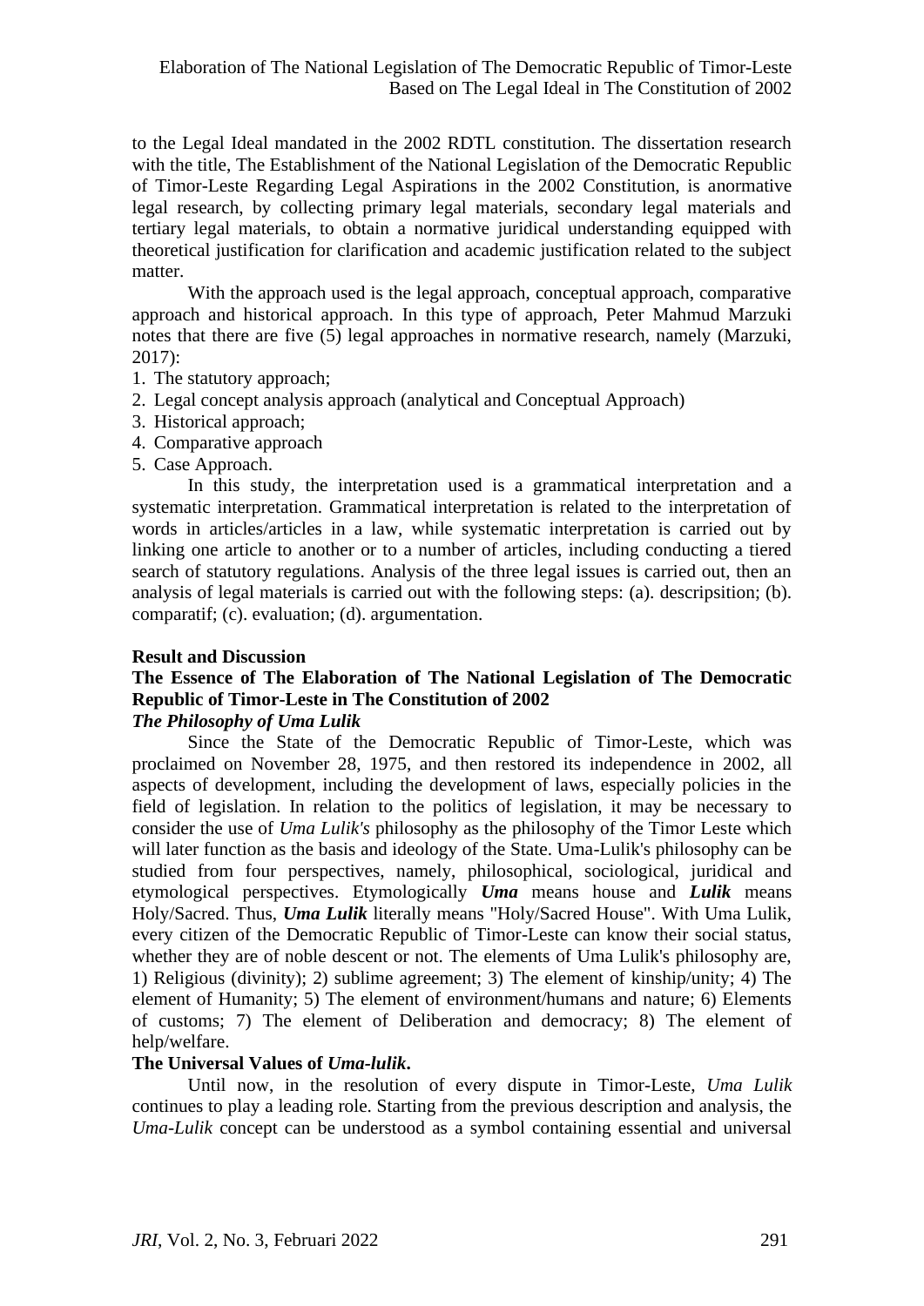to the Legal Ideal mandated in the 2002 RDTL constitution. The dissertation research with the title, The Establishment of the National Legislation of the Democratic Republic of Timor-Leste Regarding Legal Aspirations in the 2002 Constitution, is anormative legal research, by collecting primary legal materials, secondary legal materials and tertiary legal materials, to obtain a normative juridical understanding equipped with theoretical justification for clarification and academic justification related to the subject matter.

With the approach used is the legal approach, conceptual approach, comparative approach and historical approach. In this type of approach, Peter Mahmud Marzuki notes that there are five (5) legal approaches in normative research, namely (Marzuki, 2017):

1. The statutory approach;
2. Legal concept analysis approach (analytical and Conceptual Approach)
3. Historical approach;
4. Comparative approach
5. Case Approach.

In this study, the interpretation used is a grammatical interpretation and a systematic interpretation. Grammatical interpretation is related to the interpretation of words in articles/articles in a law, while systematic interpretation is carried out by linking one article to another or to a number of articles, including conducting a tiered search of statutory regulations. Analysis of the three legal issues is carried out, then an analysis of legal materials is carried out with the following steps: (a). descripsition; (b). comparatif; (c). evaluation; (d). argumentation.

## Result and Discussion

### The Essence of The Elaboration of The National Legislation of The Democratic Republic of Timor-Leste in The Constitution of 2002

#### *The Philosophy of Uma Lulik*

Since the State of the Democratic Republic of Timor-Leste, which was proclaimed on November 28, 1975, and then restored its independence in 2002, all aspects of development, including the development of laws, especially policies in the field of legislation. In relation to the politics of legislation, it may be necessary to consider the use of *Uma Lulik's* philosophy as the philosophy of the Timor Leste which will later function as the basis and ideology of the State. Uma-Lulik's philosophy can be studied from four perspectives, namely, philosophical, sociological, juridical and etymological perspectives. Etymologically ***Uma*** means house and ***Lulik*** means Holy/Sacred. Thus, ***Uma Lulik*** literally means "Holy/Sacred House". With Uma Lulik, every citizen of the Democratic Republic of Timor-Leste can know their social status, whether they are of noble descent or not. The elements of Uma Lulik's philosophy are, 1) Religious (divinity); 2) sublime agreement; 3) The element of kinship/unity; 4) The element of Humanity; 5) The element of environment/humans and nature; 6) Elements of customs; 7) The element of Deliberation and democracy; 8) The element of help/welfare.

#### The Universal Values of *Uma-lulik*.

Until now, in the resolution of every dispute in Timor-Leste, *Uma Lulik* continues to play a leading role. Starting from the previous description and analysis, the *Uma-Lulik* concept can be understood as a symbol containing essential and universal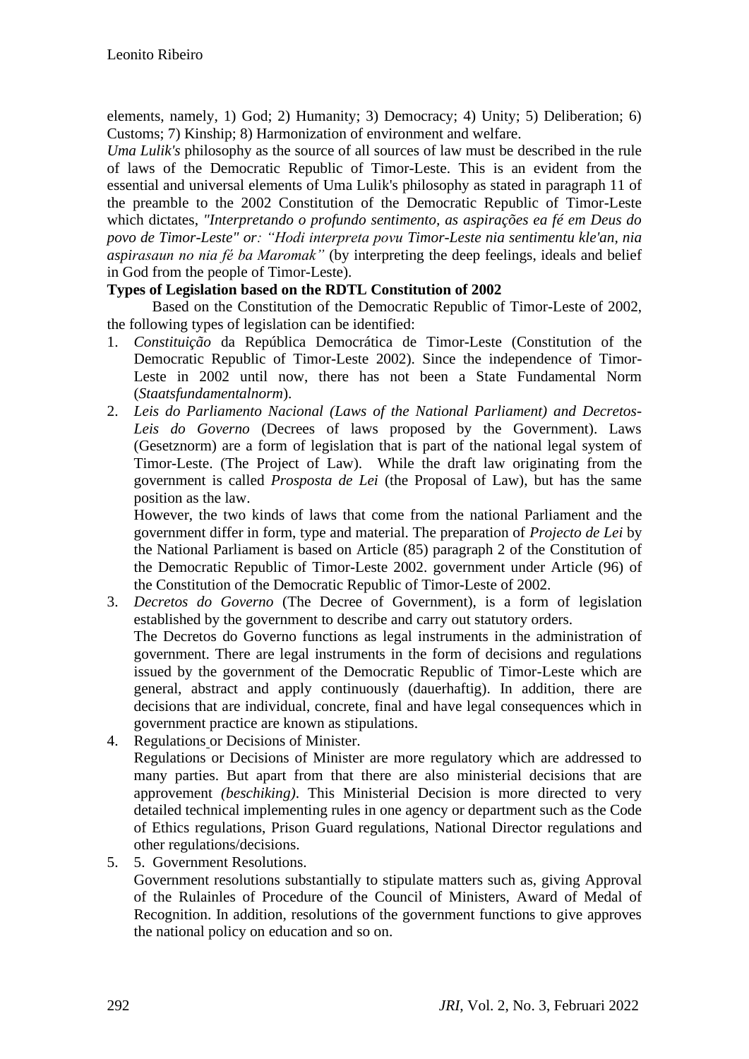elements, namely, 1) God; 2) Humanity; 3) Democracy; 4) Unity; 5) Deliberation; 6) Customs; 7) Kinship; 8) Harmonization of environment and welfare.

*Uma Lulik's* philosophy as the source of all sources of law must be described in the rule of laws of the Democratic Republic of Timor-Leste. This is an evident from the essential and universal elements of Uma Lulik's philosophy as stated in paragraph 11 of the preamble to the 2002 Constitution of the Democratic Republic of Timor-Leste which dictates, *"Interpretando o profundo sentimento, as aspirações ea fé em Deus do povo de Timor-Leste" or: "Hodi interpreta povu Timor-Leste nia sentimentu kle'an, nia aspirasaun no nia fé ba Maromak"* (by interpreting the deep feelings, ideals and belief in God from the people of Timor-Leste).

**Types of Legislation based on the RDTL Constitution of 2002**

Based on the Constitution of the Democratic Republic of Timor-Leste of 2002, the following types of legislation can be identified:

1. *Constituição* da República Democrática de Timor-Leste (Constitution of the Democratic Republic of Timor-Leste 2002). Since the independence of Timor-Leste in 2002 until now, there has not been a State Fundamental Norm (*Staatsfundamentalnorm*).
2. *Leis do Parliamento Nacional (Laws of the National Parliament) and Decretos-Leis do Governo* (Decrees of laws proposed by the Government). Laws (Gesetznorm) are a form of legislation that is part of the national legal system of Timor-Leste. (The Project of Law). While the draft law originating from the government is called *Prosposta de Lei* (the Proposal of Law), but has the same position as the law.

   However, the two kinds of laws that come from the national Parliament and the government differ in form, type and material. The preparation of *Projecto de Lei* by the National Parliament is based on Article (85) paragraph 2 of the Constitution of the Democratic Republic of Timor-Leste 2002. government under Article (96) of the Constitution of the Democratic Republic of Timor-Leste of 2002.
3. *Decretos do Governo* (The Decree of Government), is a form of legislation established by the government to describe and carry out statutory orders.

   The Decretos do Governo functions as legal instruments in the administration of government. There are legal instruments in the form of decisions and regulations issued by the government of the Democratic Republic of Timor-Leste which are general, abstract and apply continuously (dauerhaftig). In addition, there are decisions that are individual, concrete, final and have legal consequences which in government practice are known as stipulations.
4. Regulations or Decisions of Minister.

   Regulations or Decisions of Minister are more regulatory which are addressed to many parties. But apart from that there are also ministerial decisions that are approvement *(beschiking)*. This Ministerial Decision is more directed to very detailed technical implementing rules in one agency or department such as the Code of Ethics regulations, Prison Guard regulations, National Director regulations and other regulations/decisions.
5. 5. Government Resolutions.

   Government resolutions substantially to stipulate matters such as, giving Approval of the Rulainles of Procedure of the Council of Ministers, Award of Medal of Recognition. In addition, resolutions of the government functions to give approves the national policy on education and so on.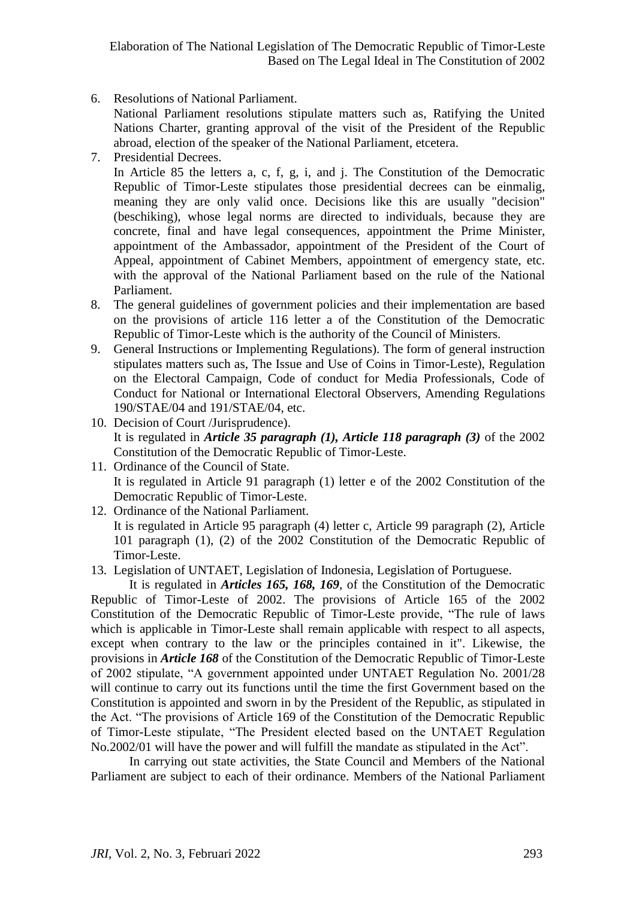6. Resolutions of National Parliament.
   National Parliament resolutions stipulate matters such as, Ratifying the United Nations Charter, granting approval of the visit of the President of the Republic abroad, election of the speaker of the National Parliament, etcetera.
7. Presidential Decrees.
   In Article 85 the letters a, c, f, g, i, and j. The Constitution of the Democratic Republic of Timor-Leste stipulates those presidential decrees can be einmalig, meaning they are only valid once. Decisions like this are usually "decision" (beschiking), whose legal norms are directed to individuals, because they are concrete, final and have legal consequences, appointment the Prime Minister, appointment of the Ambassador, appointment of the President of the Court of Appeal, appointment of Cabinet Members, appointment of emergency state, etc. with the approval of the National Parliament based on the rule of the National Parliament.
8. The general guidelines of government policies and their implementation are based on the provisions of article 116 letter a of the Constitution of the Democratic Republic of Timor-Leste which is the authority of the Council of Ministers.
9. General Instructions or Implementing Regulations). The form of general instruction stipulates matters such as, The Issue and Use of Coins in Timor-Leste), Regulation on the Electoral Campaign, Code of conduct for Media Professionals, Code of Conduct for National or International Electoral Observers, Amending Regulations 190/STAE/04 and 191/STAE/04, etc.
10. Decision of Court /Jurisprudence).
    It is regulated in ***Article 35 paragraph (1), Article 118 paragraph (3)*** of the 2002 Constitution of the Democratic Republic of Timor-Leste.
11. Ordinance of the Council of State.
    It is regulated in Article 91 paragraph (1) letter e of the 2002 Constitution of the Democratic Republic of Timor-Leste.
12. Ordinance of the National Parliament.
    It is regulated in Article 95 paragraph (4) letter c, Article 99 paragraph (2), Article 101 paragraph (1), (2) of the 2002 Constitution of the Democratic Republic of Timor-Leste.
13. Legislation of UNTAET, Legislation of Indonesia, Legislation of Portuguese.

It is regulated in ***Articles 165, 168, 169***, of the Constitution of the Democratic Republic of Timor-Leste of 2002. The provisions of Article 165 of the 2002 Constitution of the Democratic Republic of Timor-Leste provide, "The rule of laws which is applicable in Timor-Leste shall remain applicable with respect to all aspects, except when contrary to the law or the principles contained in it". Likewise, the provisions in ***Article 168*** of the Constitution of the Democratic Republic of Timor-Leste of 2002 stipulate, "A government appointed under UNTAET Regulation No. 2001/28 will continue to carry out its functions until the time the first Government based on the Constitution is appointed and sworn in by the President of the Republic, as stipulated in the Act. "The provisions of Article 169 of the Constitution of the Democratic Republic of Timor-Leste stipulate, "The President elected based on the UNTAET Regulation No.2002/01 will have the power and will fulfill the mandate as stipulated in the Act".

In carrying out state activities, the State Council and Members of the National Parliament are subject to each of their ordinance. Members of the National Parliament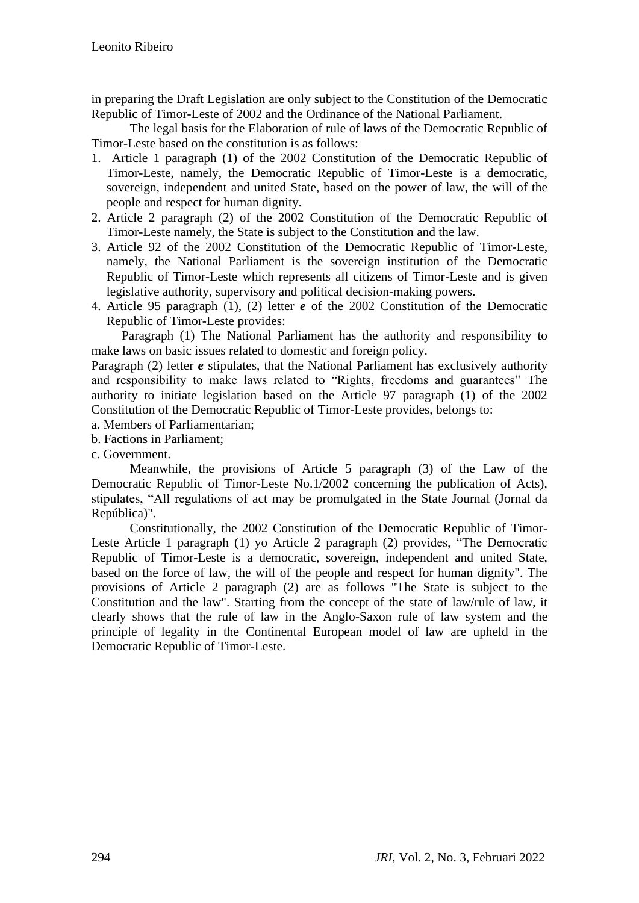in preparing the Draft Legislation are only subject to the Constitution of the Democratic Republic of Timor-Leste of 2002 and the Ordinance of the National Parliament.

The legal basis for the Elaboration of rule of laws of the Democratic Republic of Timor-Leste based on the constitution is as follows:

1. Article 1 paragraph (1) of the 2002 Constitution of the Democratic Republic of Timor-Leste, namely, the Democratic Republic of Timor-Leste is a democratic, sovereign, independent and united State, based on the power of law, the will of the people and respect for human dignity.
2. Article 2 paragraph (2) of the 2002 Constitution of the Democratic Republic of Timor-Leste namely, the State is subject to the Constitution and the law.
3. Article 92 of the 2002 Constitution of the Democratic Republic of Timor-Leste, namely, the National Parliament is the sovereign institution of the Democratic Republic of Timor-Leste which represents all citizens of Timor-Leste and is given legislative authority, supervisory and political decision-making powers.
4. Article 95 paragraph (1), (2) letter ***e*** of the 2002 Constitution of the Democratic Republic of Timor-Leste provides:

Paragraph (1) The National Parliament has the authority and responsibility to make laws on basic issues related to domestic and foreign policy.

Paragraph (2) letter ***e*** stipulates, that the National Parliament has exclusively authority and responsibility to make laws related to "Rights, freedoms and guarantees" The authority to initiate legislation based on the Article 97 paragraph (1) of the 2002 Constitution of the Democratic Republic of Timor-Leste provides, belongs to:

a. Members of Parliamentarian;

b. Factions in Parliament;

c. Government.

Meanwhile, the provisions of Article 5 paragraph (3) of the Law of the Democratic Republic of Timor-Leste No.1/2002 concerning the publication of Acts), stipulates, "All regulations of act may be promulgated in the State Journal (Jornal da República)".

Constitutionally, the 2002 Constitution of the Democratic Republic of Timor-Leste Article 1 paragraph (1) yo Article 2 paragraph (2) provides, "The Democratic Republic of Timor-Leste is a democratic, sovereign, independent and united State, based on the force of law, the will of the people and respect for human dignity". The provisions of Article 2 paragraph (2) are as follows "The State is subject to the Constitution and the law". Starting from the concept of the state of law/rule of law, it clearly shows that the rule of law in the Anglo-Saxon rule of law system and the principle of legality in the Continental European model of law are upheld in the Democratic Republic of Timor-Leste.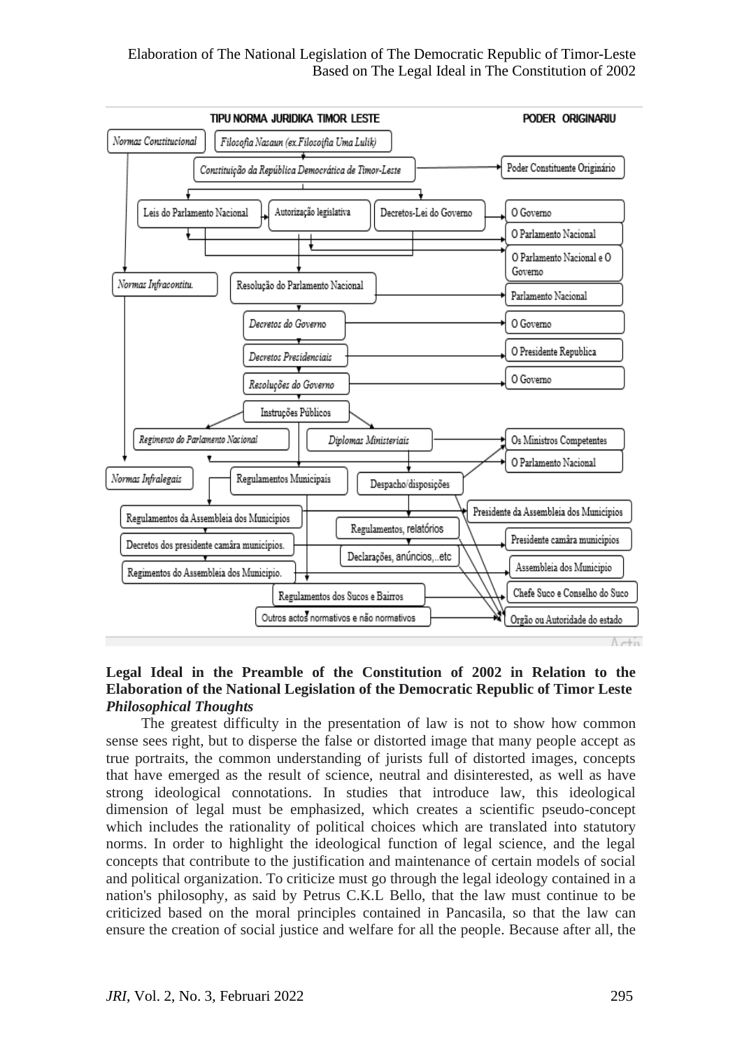TIPU NORMA JURIDIKA TIMOR LESTE | PODER ORIGINARIU

*Normas Constitucional* | *Filosofia Nasaun (ex.Filosoifia Uma Lulik)*

*Constituição da República Democrática de Timor-Leste* → Poder Constituente Originário

Leis do Parlamento Nacional | Autorização legislativa | Decretos-Lei do Governo → O Governo; O Parlamento Nacional; O Parlamento Nacional e O Governo

*Normas Infracontitu.* | Resolução do Parlamento Nacional → Parlamento Nacional

*Decretos do Governo* → O Governo

*Decretos Presidenciais* → O Presidente Republica

*Resoluções do Governo* → O Governo

Instruções Públicos

*Regimento do Parlamento Nacional* | *Diplomas Ministeriais* → Os Ministros Competentes; O Parlamento Nacional

*Normas Infralegais* | Regulamentos Municipais | Despacho/disposições

Regulamentos da Assembleia dos Municípios → Presidente da Assembleia dos Municípios

Regulamentos, relatórios

Decretos dos presidente camâra municípios. → Presidente camâra municípios

Declarações, anúncios,..etc

Regimentos do Assembleia dos Município. → Assembleia dos Municipio

Regulamentos dos Sucos e Bairros → Chefe Suco e Conselho do Suco

Outros actos normativos e não normativos → Orgão ou Autoridade do estado

**Legal Ideal in the Preamble of the Constitution of 2002 in Relation to the Elaboration of the National Legislation of the Democratic Republic of Timor Leste**
***Philosophical Thoughts***

The greatest difficulty in the presentation of law is not to show how common sense sees right, but to disperse the false or distorted image that many people accept as true portraits, the common understanding of jurists full of distorted images, concepts that have emerged as the result of science, neutral and disinterested, as well as have strong ideological connotations. In studies that introduce law, this ideological dimension of legal must be emphasized, which creates a scientific pseudo-concept which includes the rationality of political choices which are translated into statutory norms. In order to highlight the ideological function of legal science, and the legal concepts that contribute to the justification and maintenance of certain models of social and political organization. To criticize must go through the legal ideology contained in a nation's philosophy, as said by Petrus C.K.L Bello, that the law must continue to be criticized based on the moral principles contained in Pancasila, so that the law can ensure the creation of social justice and welfare for all the people. Because after all, the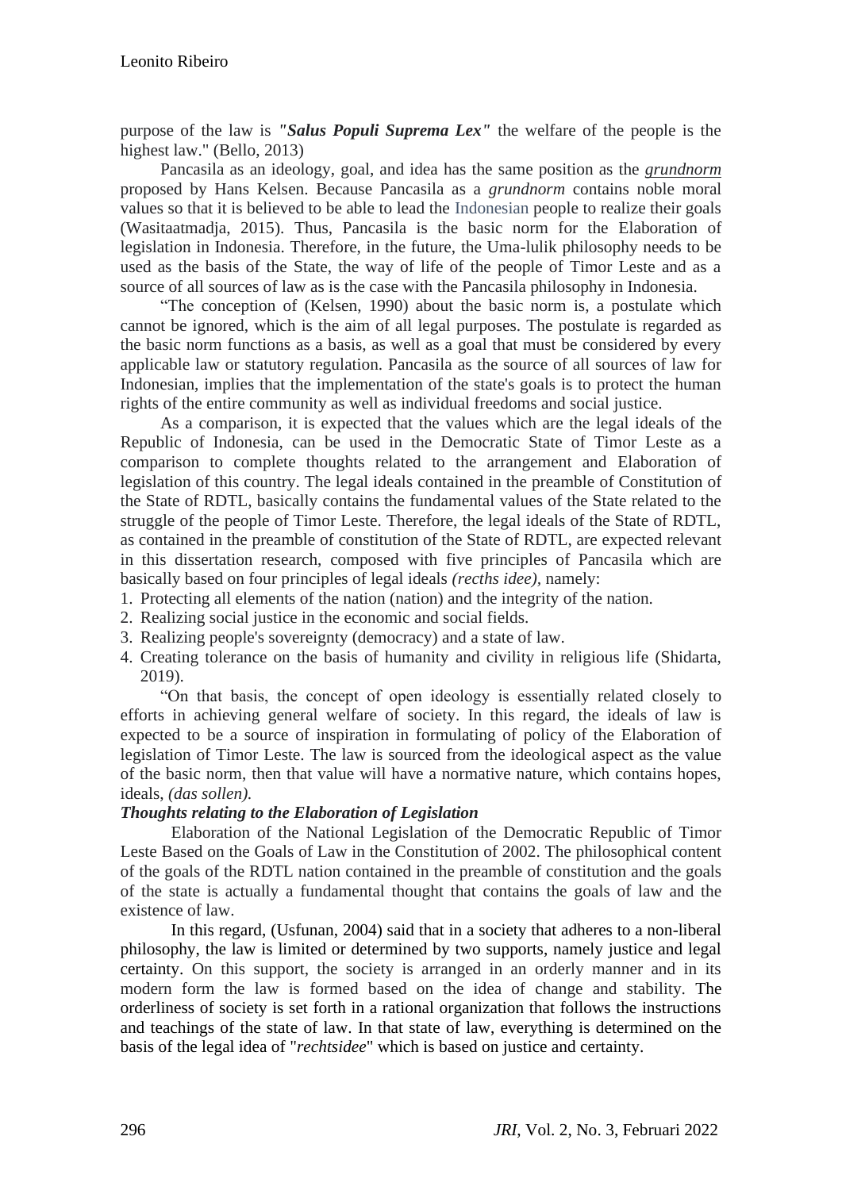purpose of the law is ***"Salus Populi Suprema Lex"*** the welfare of the people is the highest law." (Bello, 2013)

Pancasila as an ideology, goal, and idea has the same position as the *grundnorm* proposed by Hans Kelsen. Because Pancasila as a *grundnorm* contains noble moral values so that it is believed to be able to lead the Indonesian people to realize their goals (Wasitaatmadja, 2015). Thus, Pancasila is the basic norm for the Elaboration of legislation in Indonesia. Therefore, in the future, the Uma-lulik philosophy needs to be used as the basis of the State, the way of life of the people of Timor Leste and as a source of all sources of law as is the case with the Pancasila philosophy in Indonesia.

"The conception of (Kelsen, 1990) about the basic norm is, a postulate which cannot be ignored, which is the aim of all legal purposes. The postulate is regarded as the basic norm functions as a basis, as well as a goal that must be considered by every applicable law or statutory regulation. Pancasila as the source of all sources of law for Indonesian, implies that the implementation of the state's goals is to protect the human rights of the entire community as well as individual freedoms and social justice.

As a comparison, it is expected that the values which are the legal ideals of the Republic of Indonesia, can be used in the Democratic State of Timor Leste as a comparison to complete thoughts related to the arrangement and Elaboration of legislation of this country. The legal ideals contained in the preamble of Constitution of the State of RDTL, basically contains the fundamental values of the State related to the struggle of the people of Timor Leste. Therefore, the legal ideals of the State of RDTL, as contained in the preamble of constitution of the State of RDTL, are expected relevant in this dissertation research, composed with five principles of Pancasila which are basically based on four principles of legal ideals *(recths idee)*, namely:

1. Protecting all elements of the nation (nation) and the integrity of the nation.
2. Realizing social justice in the economic and social fields.
3. Realizing people's sovereignty (democracy) and a state of law.
4. Creating tolerance on the basis of humanity and civility in religious life (Shidarta, 2019).

"On that basis, the concept of open ideology is essentially related closely to efforts in achieving general welfare of society. In this regard, the ideals of law is expected to be a source of inspiration in formulating of policy of the Elaboration of legislation of Timor Leste. The law is sourced from the ideological aspect as the value of the basic norm, then that value will have a normative nature, which contains hopes, ideals, *(das sollen).*

***Thoughts relating to the Elaboration of Legislation***

Elaboration of the National Legislation of the Democratic Republic of Timor Leste Based on the Goals of Law in the Constitution of 2002. The philosophical content of the goals of the RDTL nation contained in the preamble of constitution and the goals of the state is actually a fundamental thought that contains the goals of law and the existence of law.

In this regard, (Usfunan, 2004) said that in a society that adheres to a non-liberal philosophy, the law is limited or determined by two supports, namely justice and legal certainty. On this support, the society is arranged in an orderly manner and in its modern form the law is formed based on the idea of change and stability. The orderliness of society is set forth in a rational organization that follows the instructions and teachings of the state of law. In that state of law, everything is determined on the basis of the legal idea of "*rechtsidee*" which is based on justice and certainty.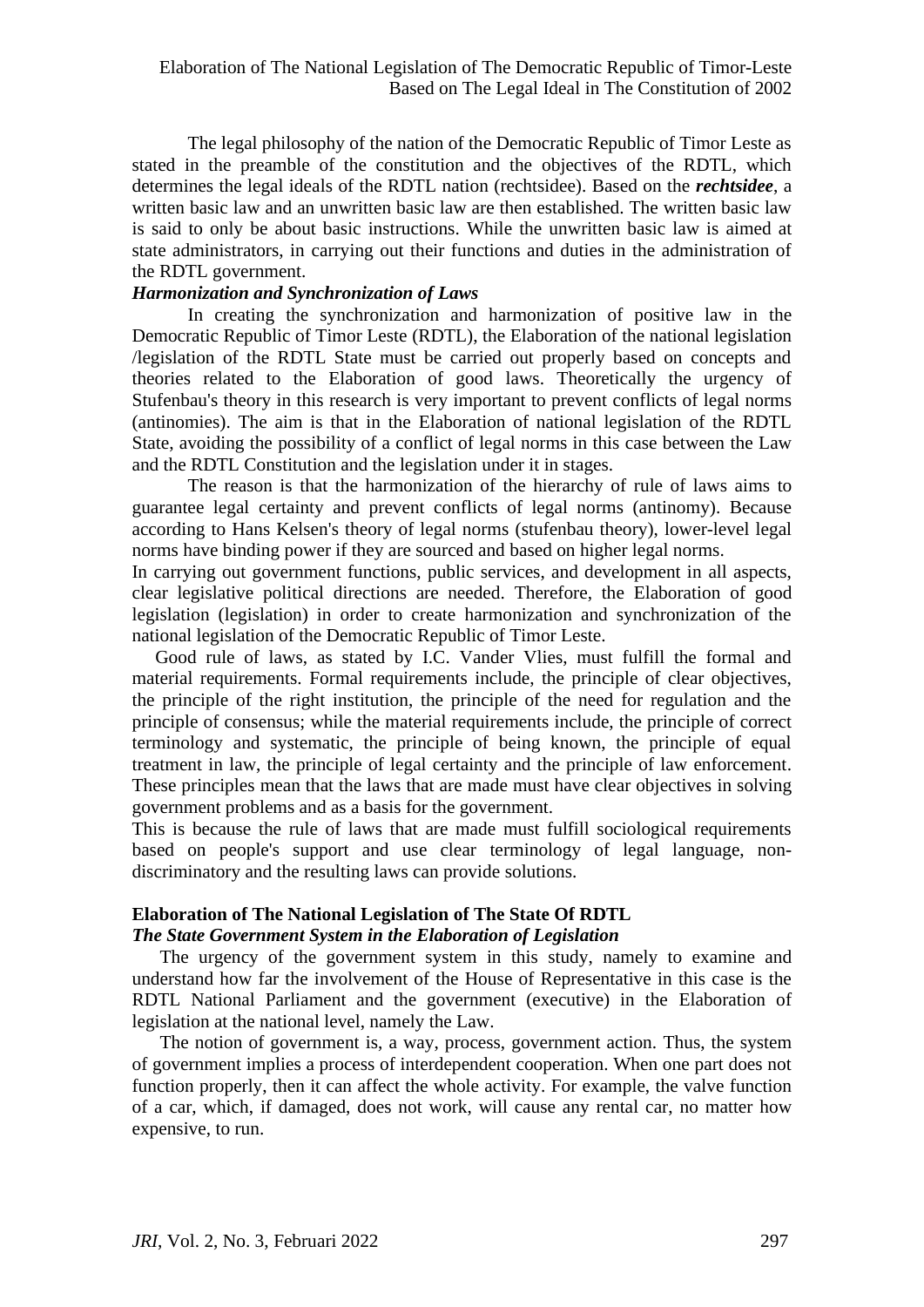The legal philosophy of the nation of the Democratic Republic of Timor Leste as stated in the preamble of the constitution and the objectives of the RDTL, which determines the legal ideals of the RDTL nation (rechtsidee). Based on the ***rechtsidee***, a written basic law and an unwritten basic law are then established. The written basic law is said to only be about basic instructions. While the unwritten basic law is aimed at state administrators, in carrying out their functions and duties in the administration of the RDTL government.

***Harmonization and Synchronization of Laws***

In creating the synchronization and harmonization of positive law in the Democratic Republic of Timor Leste (RDTL), the Elaboration of the national legislation /legislation of the RDTL State must be carried out properly based on concepts and theories related to the Elaboration of good laws. Theoretically the urgency of Stufenbau's theory in this research is very important to prevent conflicts of legal norms (antinomies). The aim is that in the Elaboration of national legislation of the RDTL State, avoiding the possibility of a conflict of legal norms in this case between the Law and the RDTL Constitution and the legislation under it in stages.

The reason is that the harmonization of the hierarchy of rule of laws aims to guarantee legal certainty and prevent conflicts of legal norms (antinomy). Because according to Hans Kelsen's theory of legal norms (stufenbau theory), lower-level legal norms have binding power if they are sourced and based on higher legal norms.

In carrying out government functions, public services, and development in all aspects, clear legislative political directions are needed. Therefore, the Elaboration of good legislation (legislation) in order to create harmonization and synchronization of the national legislation of the Democratic Republic of Timor Leste.

Good rule of laws, as stated by I.C. Vander Vlies, must fulfill the formal and material requirements. Formal requirements include, the principle of clear objectives, the principle of the right institution, the principle of the need for regulation and the principle of consensus; while the material requirements include, the principle of correct terminology and systematic, the principle of being known, the principle of equal treatment in law, the principle of legal certainty and the principle of law enforcement. These principles mean that the laws that are made must have clear objectives in solving government problems and as a basis for the government.

This is because the rule of laws that are made must fulfill sociological requirements based on people's support and use clear terminology of legal language, non-discriminatory and the resulting laws can provide solutions.

**Elaboration of The National Legislation of The State Of RDTL**

***The State Government System in the Elaboration of Legislation***

The urgency of the government system in this study, namely to examine and understand how far the involvement of the House of Representative in this case is the RDTL National Parliament and the government (executive) in the Elaboration of legislation at the national level, namely the Law.

The notion of government is, a way, process, government action. Thus, the system of government implies a process of interdependent cooperation. When one part does not function properly, then it can affect the whole activity. For example, the valve function of a car, which, if damaged, does not work, will cause any rental car, no matter how expensive, to run.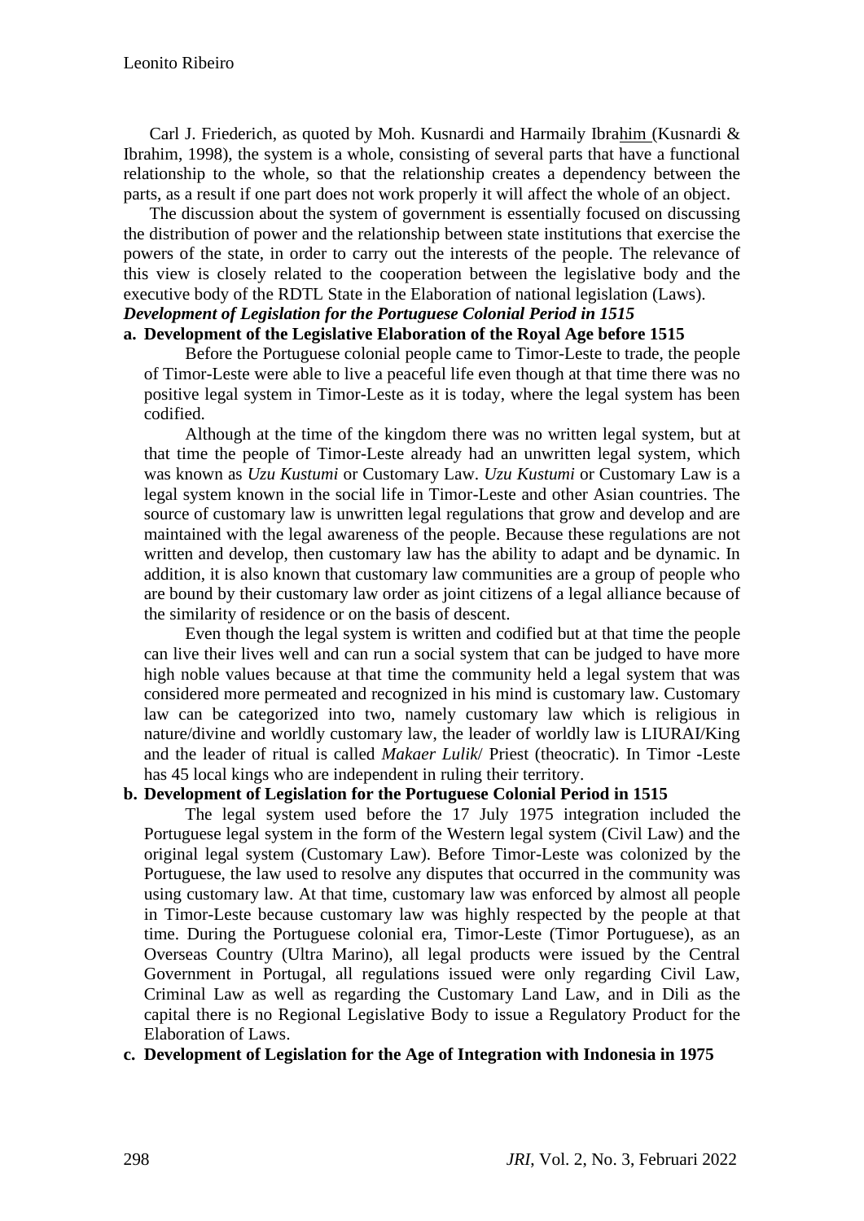Carl J. Friederich, as quoted by Moh. Kusnardi and Harmaily Ibrahim (Kusnardi & Ibrahim, 1998), the system is a whole, consisting of several parts that have a functional relationship to the whole, so that the relationship creates a dependency between the parts, as a result if one part does not work properly it will affect the whole of an object.

The discussion about the system of government is essentially focused on discussing the distribution of power and the relationship between state institutions that exercise the powers of the state, in order to carry out the interests of the people. The relevance of this view is closely related to the cooperation between the legislative body and the executive body of the RDTL State in the Elaboration of national legislation (Laws).

***Development of Legislation for the Portuguese Colonial Period in 1515***

**a. Development of the Legislative Elaboration of the Royal Age before 1515**

Before the Portuguese colonial people came to Timor-Leste to trade, the people of Timor-Leste were able to live a peaceful life even though at that time there was no positive legal system in Timor-Leste as it is today, where the legal system has been codified.

Although at the time of the kingdom there was no written legal system, but at that time the people of Timor-Leste already had an unwritten legal system, which was known as *Uzu Kustumi* or Customary Law. *Uzu Kustumi* or Customary Law is a legal system known in the social life in Timor-Leste and other Asian countries. The source of customary law is unwritten legal regulations that grow and develop and are maintained with the legal awareness of the people. Because these regulations are not written and develop, then customary law has the ability to adapt and be dynamic. In addition, it is also known that customary law communities are a group of people who are bound by their customary law order as joint citizens of a legal alliance because of the similarity of residence or on the basis of descent.

Even though the legal system is written and codified but at that time the people can live their lives well and can run a social system that can be judged to have more high noble values because at that time the community held a legal system that was considered more permeated and recognized in his mind is customary law. Customary law can be categorized into two, namely customary law which is religious in nature/divine and worldly customary law, the leader of worldly law is LIURAI/King and the leader of ritual is called *Makaer Lulik*/ Priest (theocratic). In Timor -Leste has 45 local kings who are independent in ruling their territory.

**b. Development of Legislation for the Portuguese Colonial Period in 1515**

The legal system used before the 17 July 1975 integration included the Portuguese legal system in the form of the Western legal system (Civil Law) and the original legal system (Customary Law). Before Timor-Leste was colonized by the Portuguese, the law used to resolve any disputes that occurred in the community was using customary law. At that time, customary law was enforced by almost all people in Timor-Leste because customary law was highly respected by the people at that time. During the Portuguese colonial era, Timor-Leste (Timor Portuguese), as an Overseas Country (Ultra Marino), all legal products were issued by the Central Government in Portugal, all regulations issued were only regarding Civil Law, Criminal Law as well as regarding the Customary Land Law, and in Dili as the capital there is no Regional Legislative Body to issue a Regulatory Product for the Elaboration of Laws.

**c. Development of Legislation for the Age of Integration with Indonesia in 1975**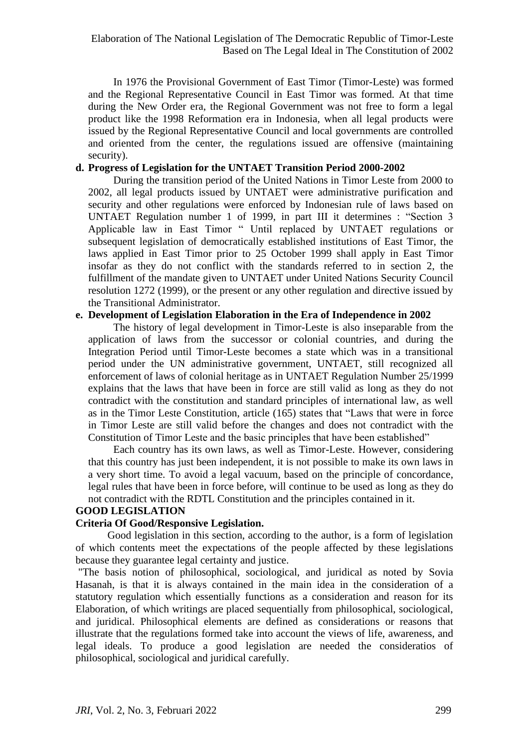In 1976 the Provisional Government of East Timor (Timor-Leste) was formed and the Regional Representative Council in East Timor was formed. At that time during the New Order era, the Regional Government was not free to form a legal product like the 1998 Reformation era in Indonesia, when all legal products were issued by the Regional Representative Council and local governments are controlled and oriented from the center, the regulations issued are offensive (maintaining security).

**d. Progress of Legislation for the UNTAET Transition Period 2000-2002**

During the transition period of the United Nations in Timor Leste from 2000 to 2002, all legal products issued by UNTAET were administrative purification and security and other regulations were enforced by Indonesian rule of laws based on UNTAET Regulation number 1 of 1999, in part III it determines : "Section 3 Applicable law in East Timor " Until replaced by UNTAET regulations or subsequent legislation of democratically established institutions of East Timor, the laws applied in East Timor prior to 25 October 1999 shall apply in East Timor insofar as they do not conflict with the standards referred to in section 2, the fulfillment of the mandate given to UNTAET under United Nations Security Council resolution 1272 (1999), or the present or any other regulation and directive issued by the Transitional Administrator.

**e. Development of Legislation Elaboration in the Era of Independence in 2002**

The history of legal development in Timor-Leste is also inseparable from the application of laws from the successor or colonial countries, and during the Integration Period until Timor-Leste becomes a state which was in a transitional period under the UN administrative government, UNTAET, still recognized all enforcement of laws of colonial heritage as in UNTAET Regulation Number 25/1999 explains that the laws that have been in force are still valid as long as they do not contradict with the constitution and standard principles of international law, as well as in the Timor Leste Constitution, article (165) states that "Laws that were in force in Timor Leste are still valid before the changes and does not contradict with the Constitution of Timor Leste and the basic principles that have been established"

Each country has its own laws, as well as Timor-Leste. However, considering that this country has just been independent, it is not possible to make its own laws in a very short time. To avoid a legal vacuum, based on the principle of concordance, legal rules that have been in force before, will continue to be used as long as they do not contradict with the RDTL Constitution and the principles contained in it.

## GOOD LEGISLATION

### Criteria Of Good/Responsive Legislation.

Good legislation in this section, according to the author, is a form of legislation of which contents meet the expectations of the people affected by these legislations because they guarantee legal certainty and justice.

"The basis notion of philosophical, sociological, and juridical as noted by Sovia Hasanah, is that it is always contained in the main idea in the consideration of a statutory regulation which essentially functions as a consideration and reason for its Elaboration, of which writings are placed sequentially from philosophical, sociological, and juridical. Philosophical elements are defined as considerations or reasons that illustrate that the regulations formed take into account the views of life, awareness, and legal ideals. To produce a good legislation are needed the consideratios of philosophical, sociological and juridical carefully.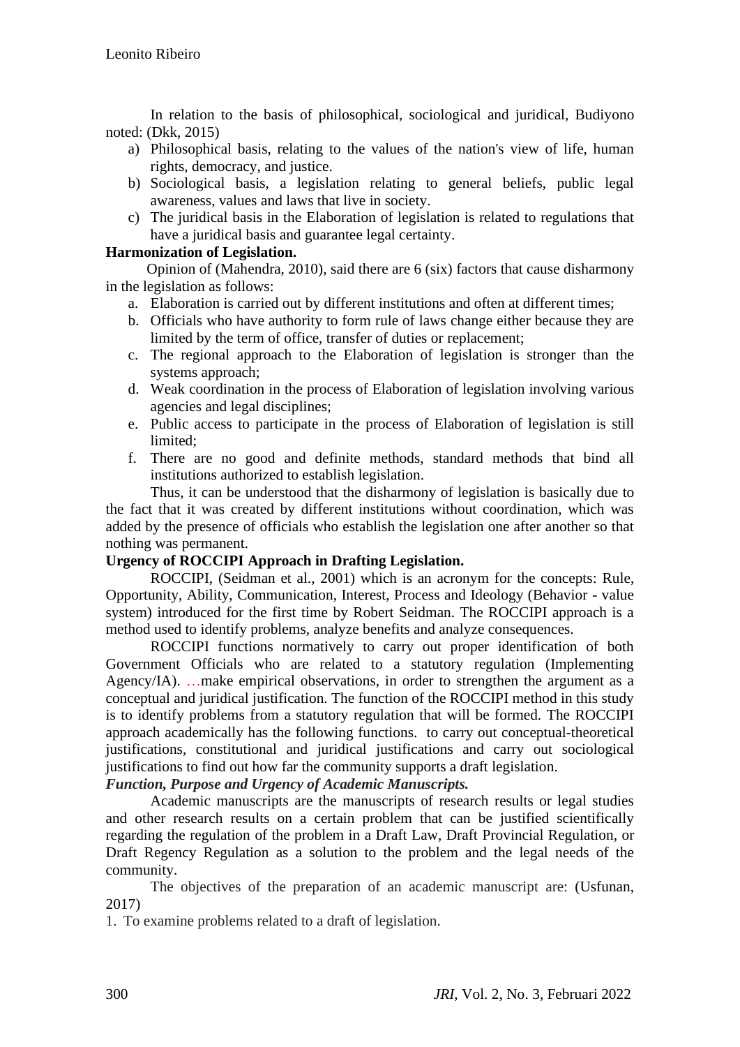In relation to the basis of philosophical, sociological and juridical, Budiyono noted: (Dkk, 2015)

a) Philosophical basis, relating to the values of the nation's view of life, human rights, democracy, and justice.
b) Sociological basis, a legislation relating to general beliefs, public legal awareness, values and laws that live in society.
c) The juridical basis in the Elaboration of legislation is related to regulations that have a juridical basis and guarantee legal certainty.

**Harmonization of Legislation.**

Opinion of (Mahendra, 2010), said there are 6 (six) factors that cause disharmony in the legislation as follows:

a. Elaboration is carried out by different institutions and often at different times;
b. Officials who have authority to form rule of laws change either because they are limited by the term of office, transfer of duties or replacement;
c. The regional approach to the Elaboration of legislation is stronger than the systems approach;
d. Weak coordination in the process of Elaboration of legislation involving various agencies and legal disciplines;
e. Public access to participate in the process of Elaboration of legislation is still limited;
f. There are no good and definite methods, standard methods that bind all institutions authorized to establish legislation.

Thus, it can be understood that the disharmony of legislation is basically due to the fact that it was created by different institutions without coordination, which was added by the presence of officials who establish the legislation one after another so that nothing was permanent.

**Urgency of ROCCIPI Approach in Drafting Legislation.**

ROCCIPI, (Seidman et al., 2001) which is an acronym for the concepts: Rule, Opportunity, Ability, Communication, Interest, Process and Ideology (Behavior - value system) introduced for the first time by Robert Seidman. The ROCCIPI approach is a method used to identify problems, analyze benefits and analyze consequences.

ROCCIPI functions normatively to carry out proper identification of both Government Officials who are related to a statutory regulation (Implementing Agency/IA). …make empirical observations, in order to strengthen the argument as a conceptual and juridical justification. The function of the ROCCIPI method in this study is to identify problems from a statutory regulation that will be formed. The ROCCIPI approach academically has the following functions. to carry out conceptual-theoretical justifications, constitutional and juridical justifications and carry out sociological justifications to find out how far the community supports a draft legislation.

***Function, Purpose and Urgency of Academic Manuscripts.***

Academic manuscripts are the manuscripts of research results or legal studies and other research results on a certain problem that can be justified scientifically regarding the regulation of the problem in a Draft Law, Draft Provincial Regulation, or Draft Regency Regulation as a solution to the problem and the legal needs of the community.

The objectives of the preparation of an academic manuscript are: (Usfunan, 2017)

1. To examine problems related to a draft of legislation.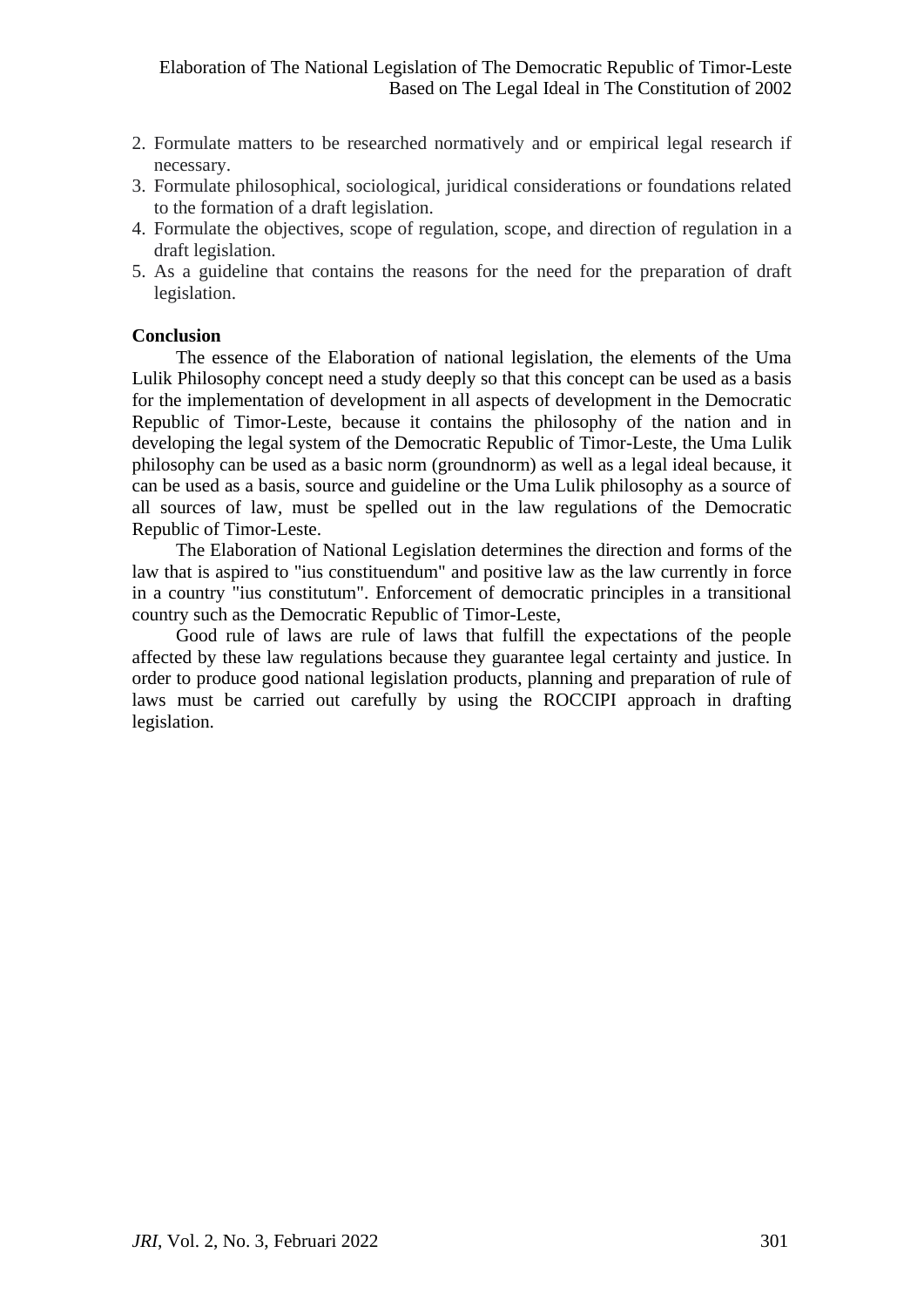2. Formulate matters to be researched normatively and or empirical legal research if necessary.
3. Formulate philosophical, sociological, juridical considerations or foundations related to the formation of a draft legislation.
4. Formulate the objectives, scope of regulation, scope, and direction of regulation in a draft legislation.
5. As a guideline that contains the reasons for the need for the preparation of draft legislation.

**Conclusion**

The essence of the Elaboration of national legislation, the elements of the Uma Lulik Philosophy concept need a study deeply so that this concept can be used as a basis for the implementation of development in all aspects of development in the Democratic Republic of Timor-Leste, because it contains the philosophy of the nation and in developing the legal system of the Democratic Republic of Timor-Leste, the Uma Lulik philosophy can be used as a basic norm (groundnorm) as well as a legal ideal because, it can be used as a basis, source and guideline or the Uma Lulik philosophy as a source of all sources of law, must be spelled out in the law regulations of the Democratic Republic of Timor-Leste.

The Elaboration of National Legislation determines the direction and forms of the law that is aspired to "ius constituendum" and positive law as the law currently in force in a country "ius constitutum". Enforcement of democratic principles in a transitional country such as the Democratic Republic of Timor-Leste,

Good rule of laws are rule of laws that fulfill the expectations of the people affected by these law regulations because they guarantee legal certainty and justice. In order to produce good national legislation products, planning and preparation of rule of laws must be carried out carefully by using the ROCCIPI approach in drafting legislation.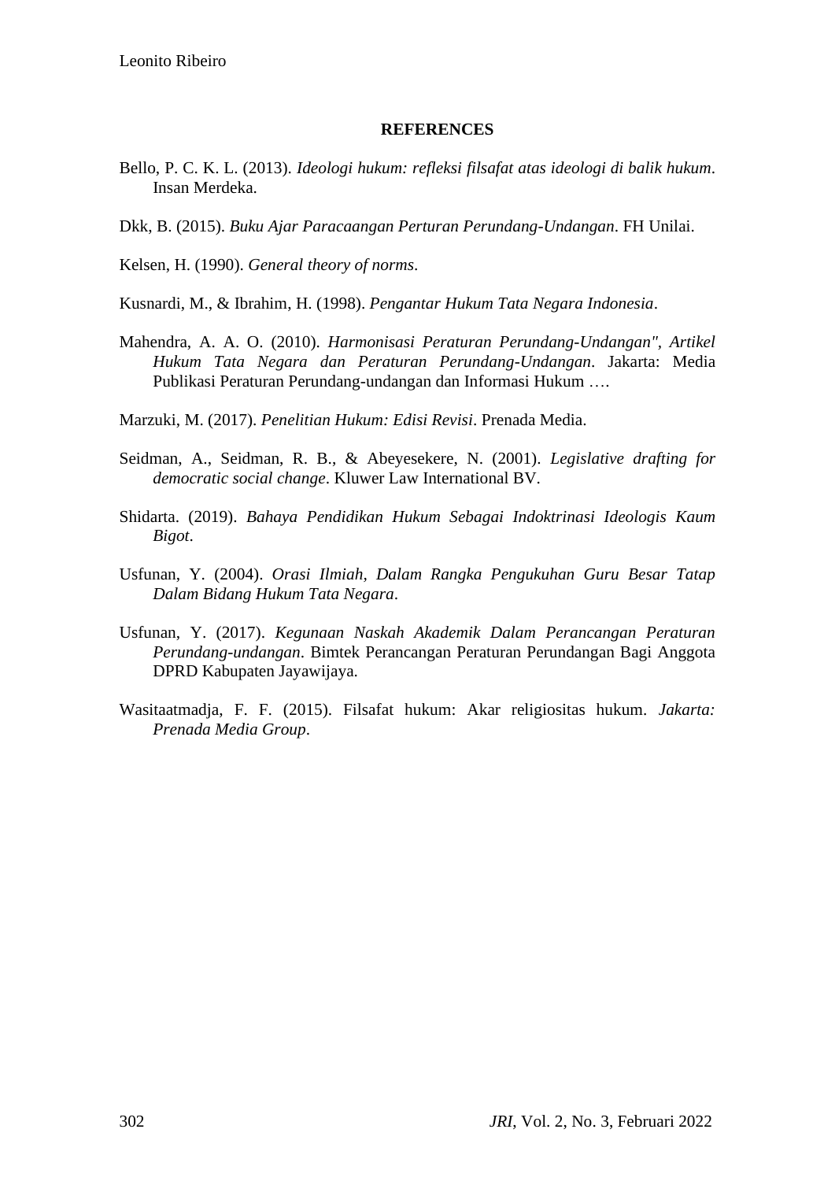## REFERENCES

Bello, P. C. K. L. (2013). *Ideologi hukum: refleksi filsafat atas ideologi di balik hukum*. Insan Merdeka.

Dkk, B. (2015). *Buku Ajar Paracaangan Perturan Perundang-Undangan*. FH Unilai.

Kelsen, H. (1990). *General theory of norms*.

Kusnardi, M., & Ibrahim, H. (1998). *Pengantar Hukum Tata Negara Indonesia*.

Mahendra, A. A. O. (2010). *Harmonisasi Peraturan Perundang-Undangan", Artikel Hukum Tata Negara dan Peraturan Perundang-Undangan*. Jakarta: Media Publikasi Peraturan Perundang-undangan dan Informasi Hukum ….

Marzuki, M. (2017). *Penelitian Hukum: Edisi Revisi*. Prenada Media.

Seidman, A., Seidman, R. B., & Abeyesekere, N. (2001). *Legislative drafting for democratic social change*. Kluwer Law International BV.

Shidarta. (2019). *Bahaya Pendidikan Hukum Sebagai Indoktrinasi Ideologis Kaum Bigot*.

Usfunan, Y. (2004). *Orasi Ilmiah, Dalam Rangka Pengukuhan Guru Besar Tatap Dalam Bidang Hukum Tata Negara*.

Usfunan, Y. (2017). *Kegunaan Naskah Akademik Dalam Perancangan Peraturan Perundang-undangan*. Bimtek Perancangan Peraturan Perundangan Bagi Anggota DPRD Kabupaten Jayawijaya.

Wasitaatmadja, F. F. (2015). Filsafat hukum: Akar religiositas hukum. *Jakarta: Prenada Media Group*.